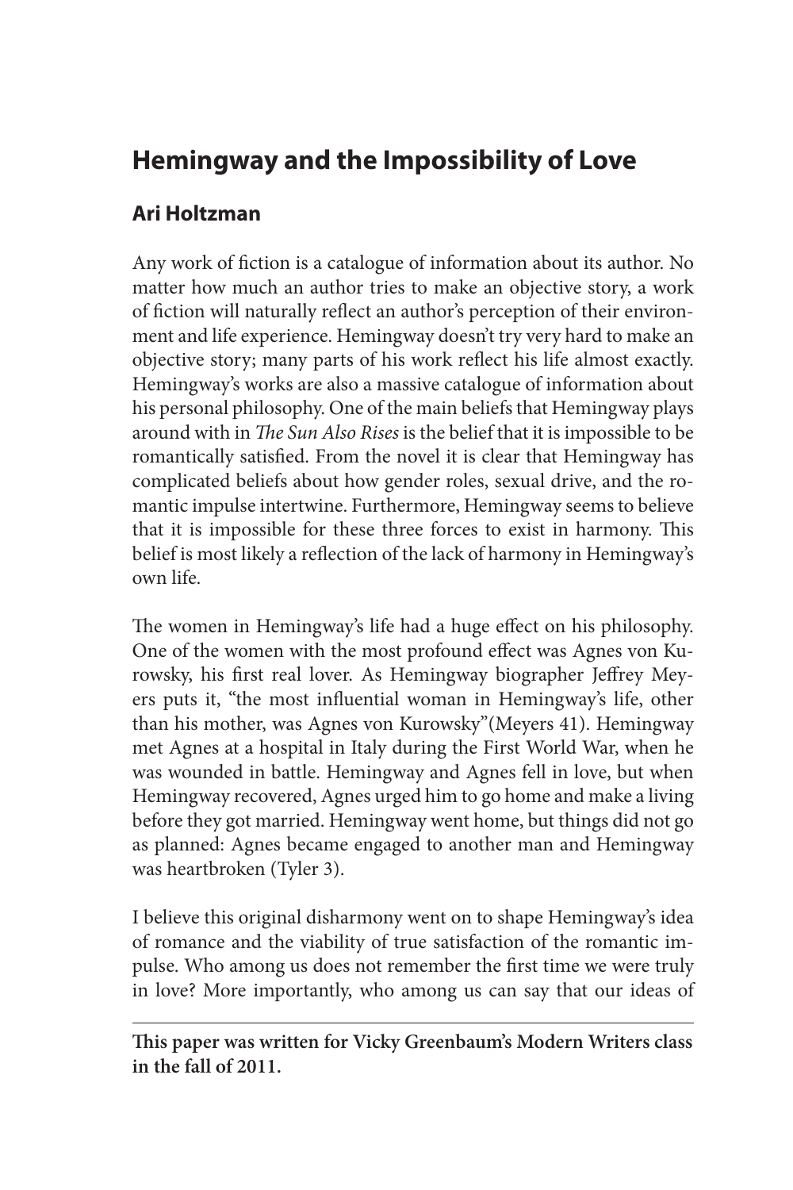## Hemingway and the Impossibility of Love

### Ari Holtzman

Any work of fiction is a catalogue of information about its author. No matter how much an author tries to make an objective story, a work of fiction will naturally reflect an author's perception of their environment and life experience. Hemingway doesn't try very hard to make an objective story; many parts of his work reflect his life almost exactly. Hemingway's works are also a massive catalogue of information about his personal philosophy. One of the main beliefs that Hemingway plays around with in *The Sun Also Rises* is the belief that it is impossible to be romantically satisfied. From the novel it is clear that Hemingway has complicated beliefs about how gender roles, sexual drive, and the romantic impulse intertwine. Furthermore, Hemingway seems to believe that it is impossible for these three forces to exist in harmony. This belief is most likely a reflection of the lack of harmony in Hemingway's own life.

The women in Hemingway's life had a huge effect on his philosophy. One of the women with the most profound effect was Agnes von Kurowsky, his first real lover. As Hemingway biographer Jeffrey Meyers puts it, "the most influential woman in Hemingway's life, other than his mother, was Agnes von Kurowsky"(Meyers 41). Hemingway met Agnes at a hospital in Italy during the First World War, when he was wounded in battle. Hemingway and Agnes fell in love, but when Hemingway recovered, Agnes urged him to go home and make a living before they got married. Hemingway went home, but things did not go as planned: Agnes became engaged to another man and Hemingway was heartbroken (Tyler 3).

I believe this original disharmony went on to shape Hemingway's idea of romance and the viability of true satisfaction of the romantic impulse. Who among us does not remember the first time we were truly in love? More importantly, who among us can say that our ideas of

---

**This paper was written for Vicky Greenbaum's Modern Writers class in the fall of 2011.**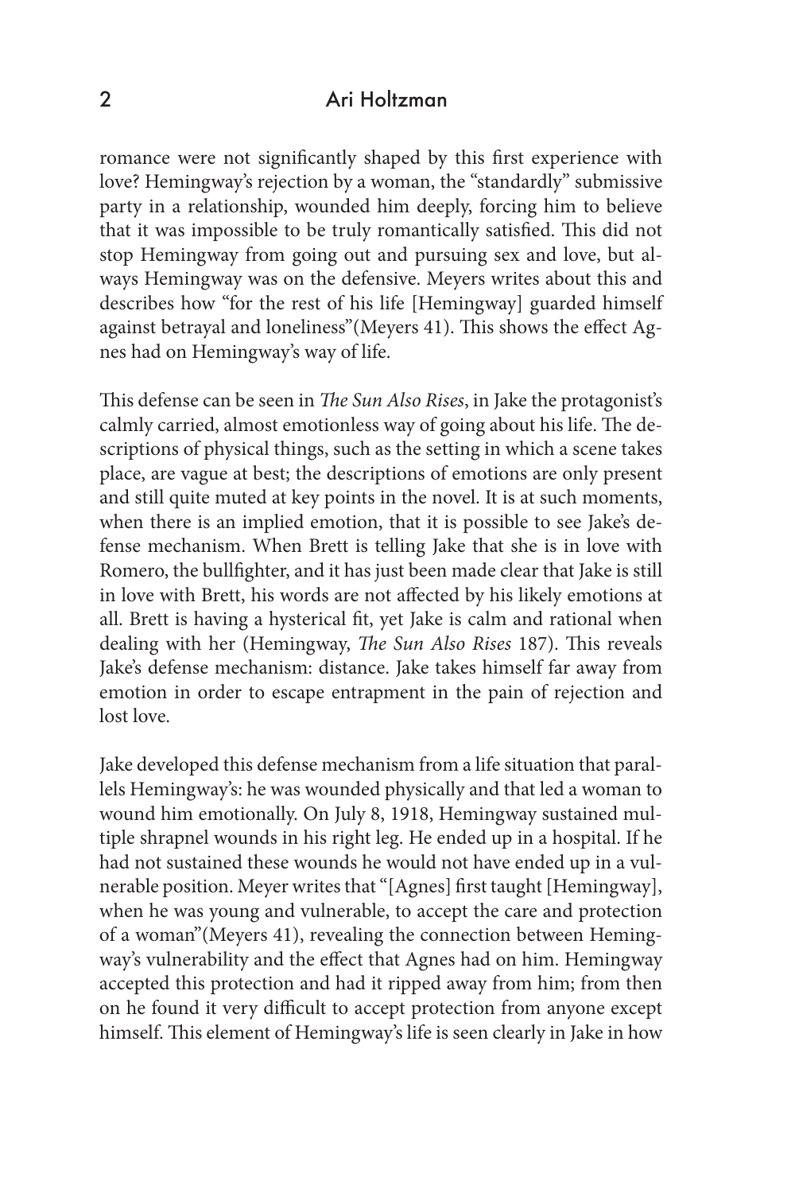romance were not significantly shaped by this first experience with love? Hemingway's rejection by a woman, the "standardly" submissive party in a relationship, wounded him deeply, forcing him to believe that it was impossible to be truly romantically satisfied. This did not stop Hemingway from going out and pursuing sex and love, but always Hemingway was on the defensive. Meyers writes about this and describes how "for the rest of his life [Hemingway] guarded himself against betrayal and loneliness"(Meyers 41). This shows the effect Agnes had on Hemingway's way of life.

This defense can be seen in *The Sun Also Rises*, in Jake the protagonist's calmly carried, almost emotionless way of going about his life. The descriptions of physical things, such as the setting in which a scene takes place, are vague at best; the descriptions of emotions are only present and still quite muted at key points in the novel. It is at such moments, when there is an implied emotion, that it is possible to see Jake's defense mechanism. When Brett is telling Jake that she is in love with Romero, the bullfighter, and it has just been made clear that Jake is still in love with Brett, his words are not affected by his likely emotions at all. Brett is having a hysterical fit, yet Jake is calm and rational when dealing with her (Hemingway, *The Sun Also Rises* 187). This reveals Jake's defense mechanism: distance. Jake takes himself far away from emotion in order to escape entrapment in the pain of rejection and lost love.

Jake developed this defense mechanism from a life situation that parallels Hemingway's: he was wounded physically and that led a woman to wound him emotionally. On July 8, 1918, Hemingway sustained multiple shrapnel wounds in his right leg. He ended up in a hospital. If he had not sustained these wounds he would not have ended up in a vulnerable position. Meyer writes that "[Agnes] first taught [Hemingway], when he was young and vulnerable, to accept the care and protection of a woman"(Meyers 41), revealing the connection between Hemingway's vulnerability and the effect that Agnes had on him. Hemingway accepted this protection and had it ripped away from him; from then on he found it very difficult to accept protection from anyone except himself. This element of Hemingway's life is seen clearly in Jake in how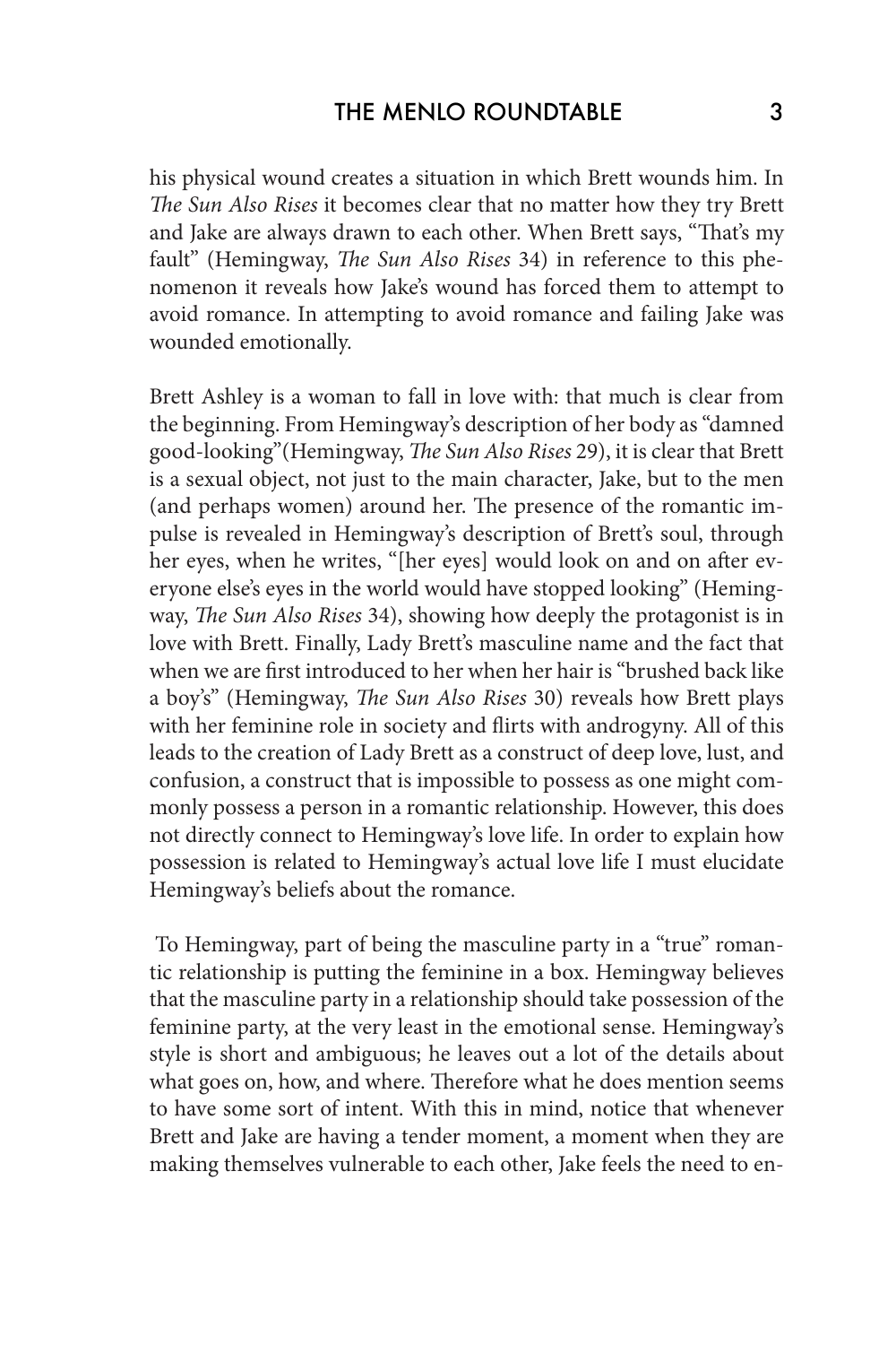his physical wound creates a situation in which Brett wounds him. In *The Sun Also Rises* it becomes clear that no matter how they try Brett and Jake are always drawn to each other. When Brett says, "That's my fault" (Hemingway, *The Sun Also Rises* 34) in reference to this phenomenon it reveals how Jake's wound has forced them to attempt to avoid romance. In attempting to avoid romance and failing Jake was wounded emotionally.

Brett Ashley is a woman to fall in love with: that much is clear from the beginning. From Hemingway's description of her body as "damned good-looking"(Hemingway, *The Sun Also Rises* 29), it is clear that Brett is a sexual object, not just to the main character, Jake, but to the men (and perhaps women) around her. The presence of the romantic impulse is revealed in Hemingway's description of Brett's soul, through her eyes, when he writes, "[her eyes] would look on and on after everyone else's eyes in the world would have stopped looking" (Hemingway, *The Sun Also Rises* 34), showing how deeply the protagonist is in love with Brett. Finally, Lady Brett's masculine name and the fact that when we are first introduced to her when her hair is "brushed back like a boy's" (Hemingway, *The Sun Also Rises* 30) reveals how Brett plays with her feminine role in society and flirts with androgyny. All of this leads to the creation of Lady Brett as a construct of deep love, lust, and confusion, a construct that is impossible to possess as one might commonly possess a person in a romantic relationship. However, this does not directly connect to Hemingway's love life. In order to explain how possession is related to Hemingway's actual love life I must elucidate Hemingway's beliefs about the romance.

To Hemingway, part of being the masculine party in a "true" romantic relationship is putting the feminine in a box. Hemingway believes that the masculine party in a relationship should take possession of the feminine party, at the very least in the emotional sense. Hemingway's style is short and ambiguous; he leaves out a lot of the details about what goes on, how, and where. Therefore what he does mention seems to have some sort of intent. With this in mind, notice that whenever Brett and Jake are having a tender moment, a moment when they are making themselves vulnerable to each other, Jake feels the need to en-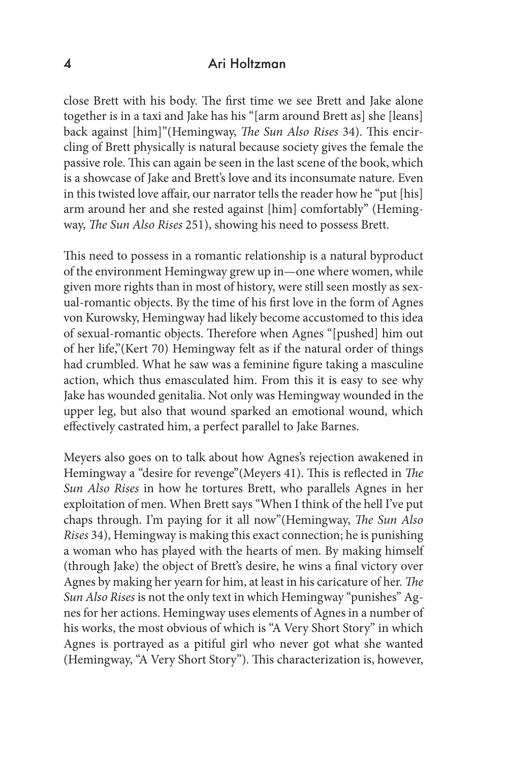close Brett with his body. The first time we see Brett and Jake alone together is in a taxi and Jake has his "[arm around Brett as] she [leans] back against [him]"(Hemingway, *The Sun Also Rises* 34). This encircling of Brett physically is natural because society gives the female the passive role. This can again be seen in the last scene of the book, which is a showcase of Jake and Brett's love and its inconsumate nature. Even in this twisted love affair, our narrator tells the reader how he "put [his] arm around her and she rested against [him] comfortably" (Hemingway, *The Sun Also Rises* 251), showing his need to possess Brett.

This need to possess in a romantic relationship is a natural byproduct of the environment Hemingway grew up in—one where women, while given more rights than in most of history, were still seen mostly as sexual-romantic objects. By the time of his first love in the form of Agnes von Kurowsky, Hemingway had likely become accustomed to this idea of sexual-romantic objects. Therefore when Agnes "[pushed] him out of her life,"(Kert 70) Hemingway felt as if the natural order of things had crumbled. What he saw was a feminine figure taking a masculine action, which thus emasculated him. From this it is easy to see why Jake has wounded genitalia. Not only was Hemingway wounded in the upper leg, but also that wound sparked an emotional wound, which effectively castrated him, a perfect parallel to Jake Barnes.

Meyers also goes on to talk about how Agnes's rejection awakened in Hemingway a "desire for revenge"(Meyers 41). This is reflected in *The Sun Also Rises* in how he tortures Brett, who parallels Agnes in her exploitation of men. When Brett says "When I think of the hell I've put chaps through. I'm paying for it all now"(Hemingway, *The Sun Also Rises* 34), Hemingway is making this exact connection; he is punishing a woman who has played with the hearts of men. By making himself (through Jake) the object of Brett's desire, he wins a final victory over Agnes by making her yearn for him, at least in his caricature of her. *The Sun Also Rises* is not the only text in which Hemingway "punishes" Agnes for her actions. Hemingway uses elements of Agnes in a number of his works, the most obvious of which is "A Very Short Story" in which Agnes is portrayed as a pitiful girl who never got what she wanted (Hemingway, "A Very Short Story"). This characterization is, however,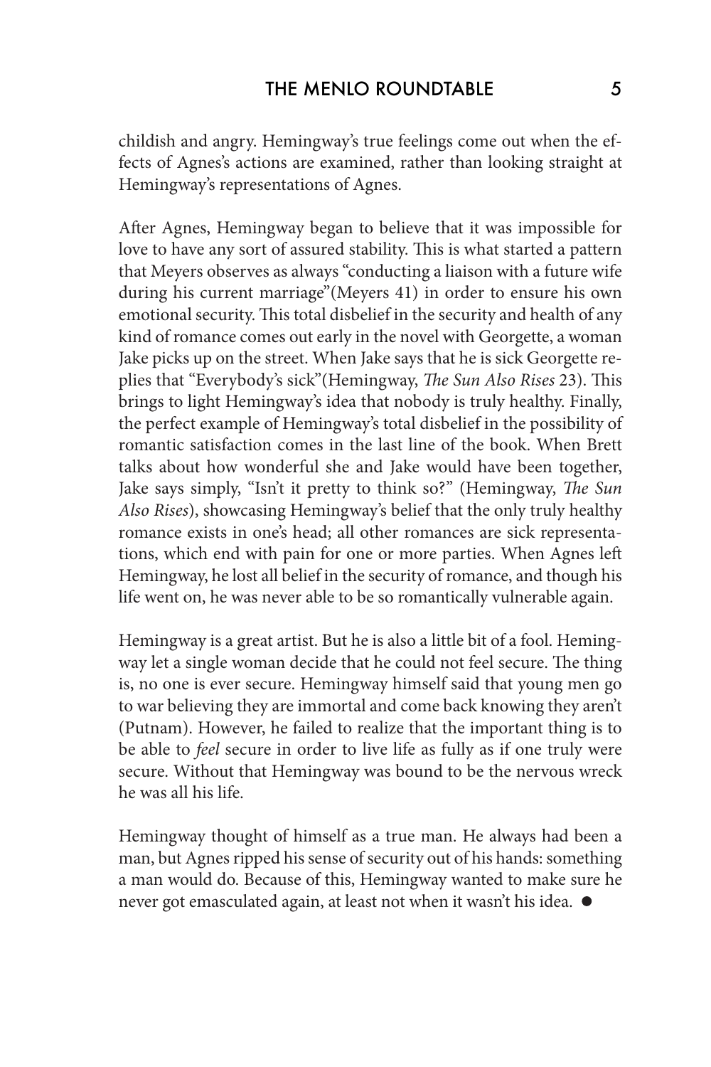childish and angry. Hemingway's true feelings come out when the effects of Agnes's actions are examined, rather than looking straight at Hemingway's representations of Agnes.

After Agnes, Hemingway began to believe that it was impossible for love to have any sort of assured stability. This is what started a pattern that Meyers observes as always "conducting a liaison with a future wife during his current marriage"(Meyers 41) in order to ensure his own emotional security. This total disbelief in the security and health of any kind of romance comes out early in the novel with Georgette, a woman Jake picks up on the street. When Jake says that he is sick Georgette replies that "Everybody's sick"(Hemingway, *The Sun Also Rises* 23). This brings to light Hemingway's idea that nobody is truly healthy. Finally, the perfect example of Hemingway's total disbelief in the possibility of romantic satisfaction comes in the last line of the book. When Brett talks about how wonderful she and Jake would have been together, Jake says simply, "Isn't it pretty to think so?" (Hemingway, *The Sun Also Rises*), showcasing Hemingway's belief that the only truly healthy romance exists in one's head; all other romances are sick representations, which end with pain for one or more parties. When Agnes left Hemingway, he lost all belief in the security of romance, and though his life went on, he was never able to be so romantically vulnerable again.

Hemingway is a great artist. But he is also a little bit of a fool. Hemingway let a single woman decide that he could not feel secure. The thing is, no one is ever secure. Hemingway himself said that young men go to war believing they are immortal and come back knowing they aren't (Putnam). However, he failed to realize that the important thing is to be able to *feel* secure in order to live life as fully as if one truly were secure. Without that Hemingway was bound to be the nervous wreck he was all his life.

Hemingway thought of himself as a true man. He always had been a man, but Agnes ripped his sense of security out of his hands: something a man would do. Because of this, Hemingway wanted to make sure he never got emasculated again, at least not when it wasn't his idea. ●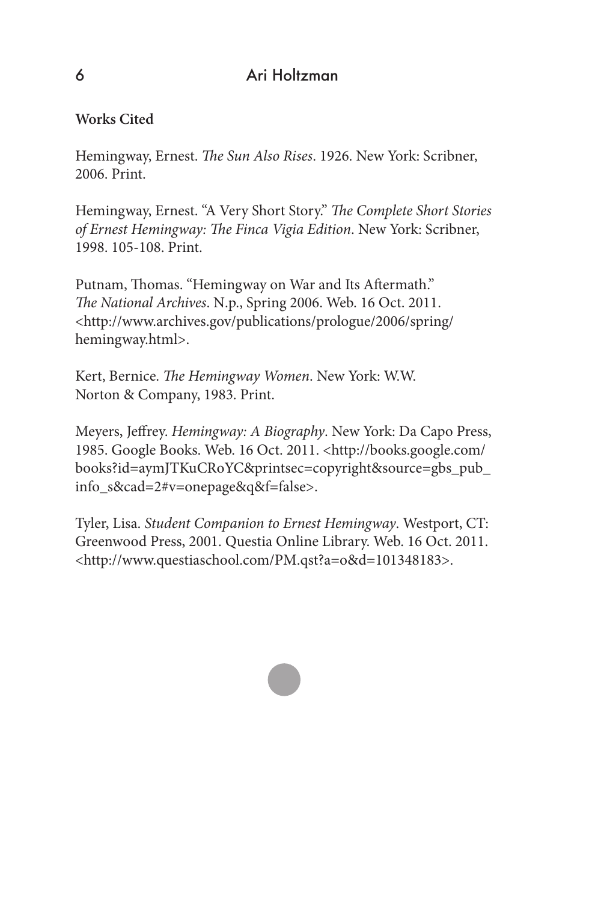**Works Cited**

Hemingway, Ernest. *The Sun Also Rises*. 1926. New York: Scribner, 2006. Print.

Hemingway, Ernest. "A Very Short Story." *The Complete Short Stories of Ernest Hemingway: The Finca Vigia Edition*. New York: Scribner, 1998. 105-108. Print.

Putnam, Thomas. "Hemingway on War and Its Aftermath." *The National Archives*. N.p., Spring 2006. Web. 16 Oct. 2011. <http://www.archives.gov/publications/prologue/2006/spring/hemingway.html>.

Kert, Bernice. *The Hemingway Women*. New York: W.W. Norton & Company, 1983. Print.

Meyers, Jeffrey. *Hemingway: A Biography*. New York: Da Capo Press, 1985. Google Books. Web. 16 Oct. 2011. <http://books.google.com/books?id=aymJTKuCRoYC&printsec=copyright&source=gbs_pub_info_s&cad=2#v=onepage&q&f=false>.

Tyler, Lisa. *Student Companion to Ernest Hemingway*. Westport, CT: Greenwood Press, 2001. Questia Online Library. Web. 16 Oct. 2011. <http://www.questiaschool.com/PM.qst?a=o&d=101348183>.